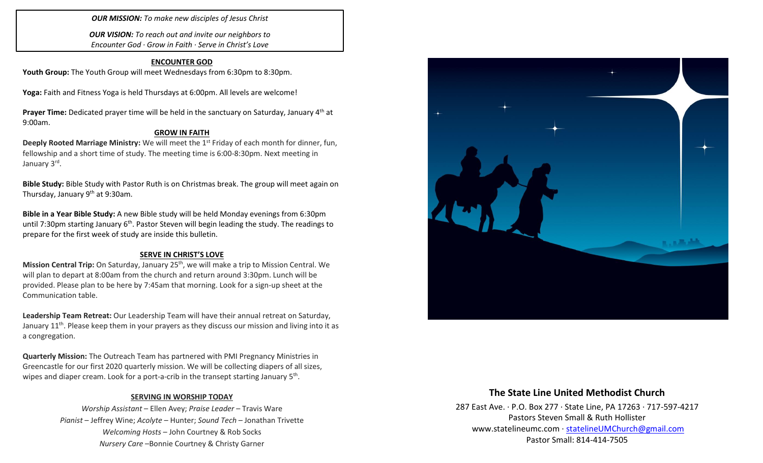***OUR MISSION:*** *To make new disciples of Jesus Christ*

***OUR VISION:*** *To reach out and invite our neighbors to Encounter God · Grow in Faith · Serve in Christ's Love*

## ENCOUNTER GOD

**Youth Group:** The Youth Group will meet Wednesdays from 6:30pm to 8:30pm.

**Yoga:** Faith and Fitness Yoga is held Thursdays at 6:00pm. All levels are welcome!

**Prayer Time:** Dedicated prayer time will be held in the sanctuary on Saturday, January 4th at 9:00am.

## GROW IN FAITH

**Deeply Rooted Marriage Ministry:** We will meet the 1st Friday of each month for dinner, fun, fellowship and a short time of study. The meeting time is 6:00-8:30pm. Next meeting in January 3rd.

**Bible Study:** Bible Study with Pastor Ruth is on Christmas break. The group will meet again on Thursday, January 9th at 9:30am.

**Bible in a Year Bible Study:** A new Bible study will be held Monday evenings from 6:30pm until 7:30pm starting January 6th. Pastor Steven will begin leading the study. The readings to prepare for the first week of study are inside this bulletin.

## SERVE IN CHRIST'S LOVE

**Mission Central Trip:** On Saturday, January 25th, we will make a trip to Mission Central. We will plan to depart at 8:00am from the church and return around 3:30pm. Lunch will be provided. Please plan to be here by 7:45am that morning. Look for a sign-up sheet at the Communication table.

**Leadership Team Retreat:** Our Leadership Team will have their annual retreat on Saturday, January 11th. Please keep them in your prayers as they discuss our mission and living into it as a congregation.

**Quarterly Mission:** The Outreach Team has partnered with PMI Pregnancy Ministries in Greencastle for our first 2020 quarterly mission. We will be collecting diapers of all sizes, wipes and diaper cream. Look for a port-a-crib in the transept starting January 5th.

## SERVING IN WORSHIP TODAY

*Worship Assistant* – Ellen Avey; *Praise Leader* – Travis Ware
*Pianist* – Jeffrey Wine; *Acolyte* – Hunter; *Sound Tech* – Jonathan Trivette
*Welcoming Hosts* – John Courtney & Rob Socks
*Nursery Care* –Bonnie Courtney & Christy Garner

## The State Line United Methodist Church

287 East Ave. · P.O. Box 277 · State Line, PA 17263 · 717-597-4217
Pastors Steven Small & Ruth Hollister
www.statelineumc.com · statelineUMChurch@gmail.com
Pastor Small: 814-414-7505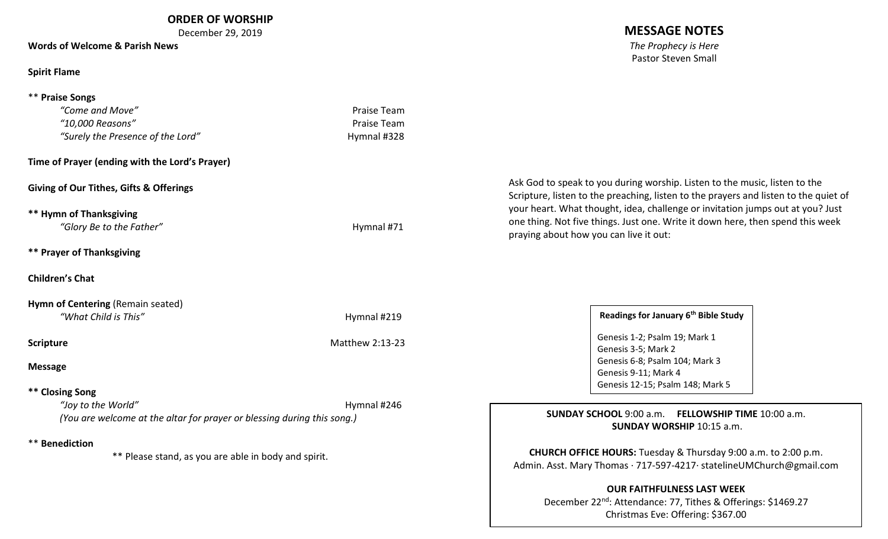## ORDER OF WORSHIP

December 29, 2019

**Words of Welcome & Parish News**

**Spirit Flame**

** **Praise Songs**

*"Come and Move"* — Praise Team
*"10,000 Reasons"* — Praise Team
*"Surely the Presence of the Lord"* — Hymnal #328

**Time of Prayer (ending with the Lord's Prayer)**

**Giving of Our Tithes, Gifts & Offerings**

** **Hymn of Thanksgiving**

*"Glory Be to the Father"* — Hymnal #71

** **Prayer of Thanksgiving**

**Children's Chat**

**Hymn of Centering** (Remain seated)

*"What Child is This"* — Hymnal #219

**Scripture** — Matthew 2:13-23

**Message**

** **Closing Song**

*"Joy to the World"* — Hymnal #246
*(You are welcome at the altar for prayer or blessing during this song.)*

** **Benediction**

** Please stand, as you are able in body and spirit.

## MESSAGE NOTES

*The Prophecy is Here*
Pastor Steven Small

Ask God to speak to you during worship. Listen to the music, listen to the Scripture, listen to the preaching, listen to the prayers and listen to the quiet of your heart. What thought, idea, challenge or invitation jumps out at you? Just one thing. Not five things. Just one. Write it down here, then spend this week praying about how you can live it out:

**Readings for January 6th Bible Study**

Genesis 1-2; Psalm 19; Mark 1
Genesis 3-5; Mark 2
Genesis 6-8; Psalm 104; Mark 3
Genesis 9-11; Mark 4
Genesis 12-15; Psalm 148; Mark 5

**SUNDAY SCHOOL** 9:00 a.m. **FELLOWSHIP TIME** 10:00 a.m.
**SUNDAY WORSHIP** 10:15 a.m.

**CHURCH OFFICE HOURS:** Tuesday & Thursday 9:00 a.m. to 2:00 p.m.
Admin. Asst. Mary Thomas · 717-597-4217· statelineUMChurch@gmail.com

**OUR FAITHFULNESS LAST WEEK**

December 22nd: Attendance: 77, Tithes & Offerings: $1469.27
Christmas Eve: Offering: $367.00